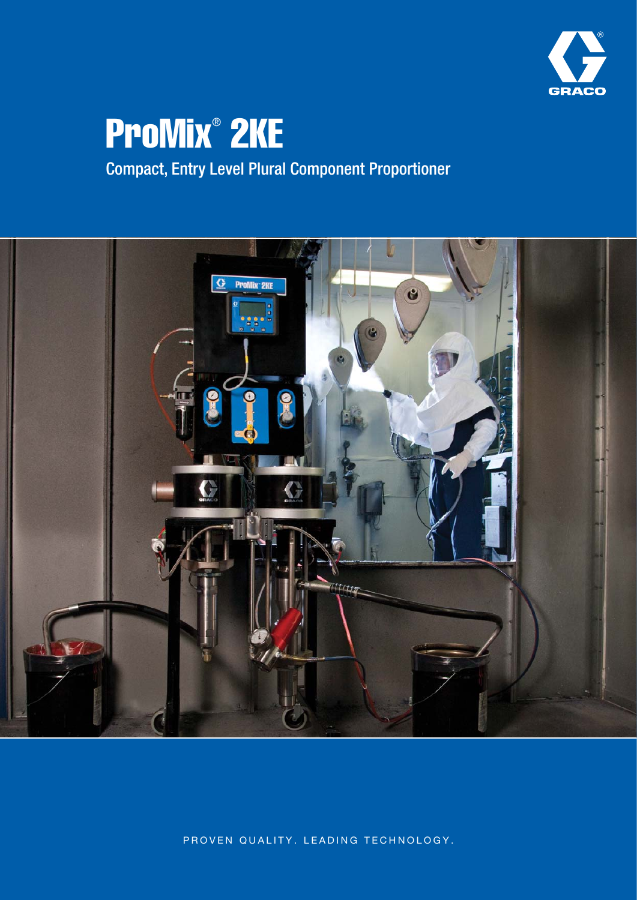# ProMix® 2KE

Compact, Entry Level Plural Component Proportioner

PROVEN QUALITY. LEADING TECHNOLOGY.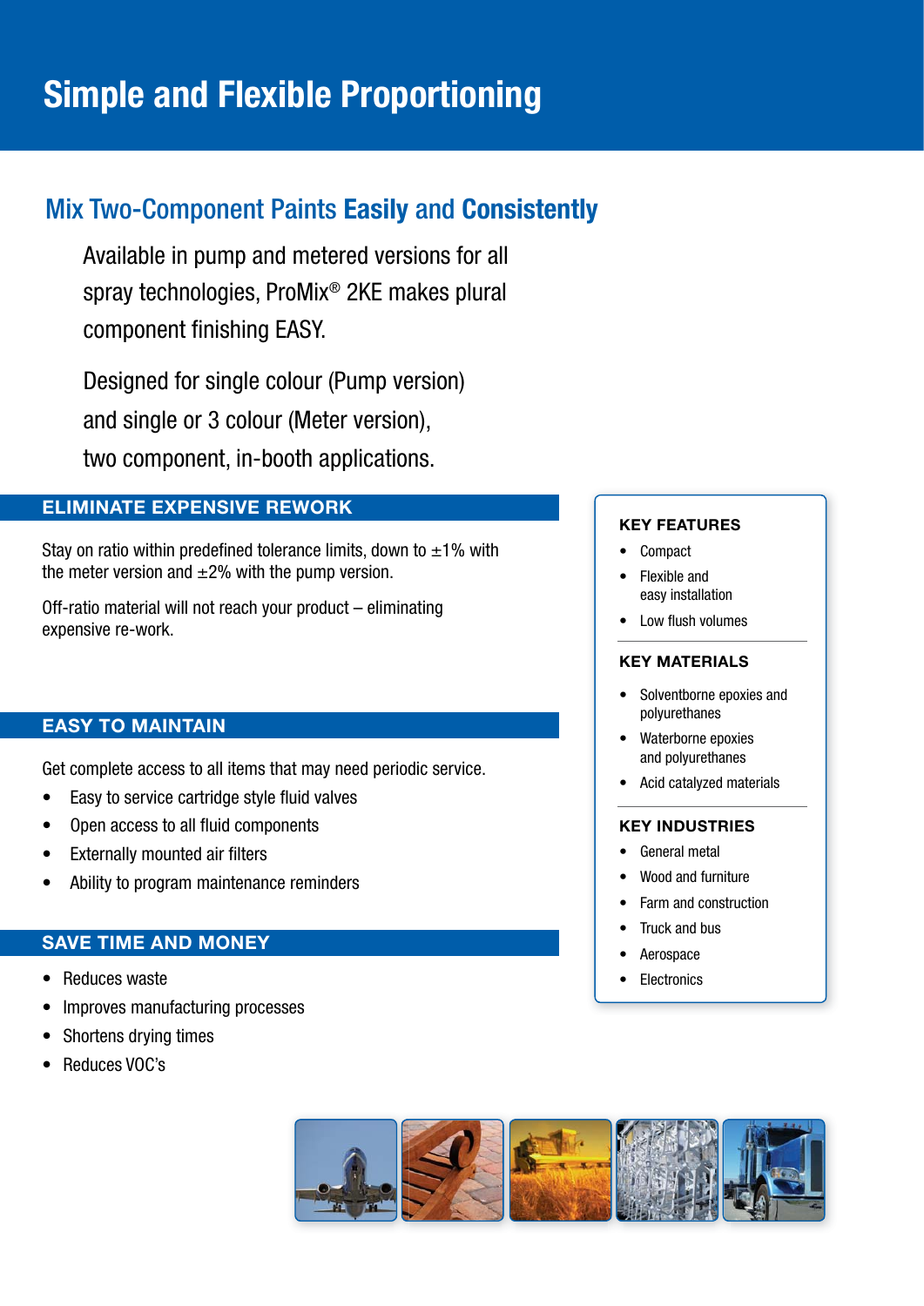# Simple and Flexible Proportioning

## Mix Two-Component Paints **Easily** and **Consistently**

Available in pump and metered versions for all spray technologies, ProMix® 2KE makes plural component finishing EASY.

Designed for single colour (Pump version) and single or 3 colour (Meter version), two component, in-booth applications.

### ELIMINATE EXPENSIVE REWORK

Stay on ratio within predefined tolerance limits, down to ±1% with the meter version and ±2% with the pump version.

Off-ratio material will not reach your product – eliminating expensive re-work.

### EASY TO MAINTAIN

Get complete access to all items that may need periodic service.

- Easy to service cartridge style fluid valves
- Open access to all fluid components
- Externally mounted air filters
- Ability to program maintenance reminders

### SAVE TIME AND MONEY

- Reduces waste
- Improves manufacturing processes
- Shortens drying times
- Reduces VOC's

### KEY FEATURES

- Compact
- Flexible and easy installation
- Low flush volumes

### KEY MATERIALS

- Solventborne epoxies and polyurethanes
- Waterborne epoxies and polyurethanes
- Acid catalyzed materials

### KEY INDUSTRIES

- General metal
- Wood and furniture
- Farm and construction
- Truck and bus
- Aerospace
- Electronics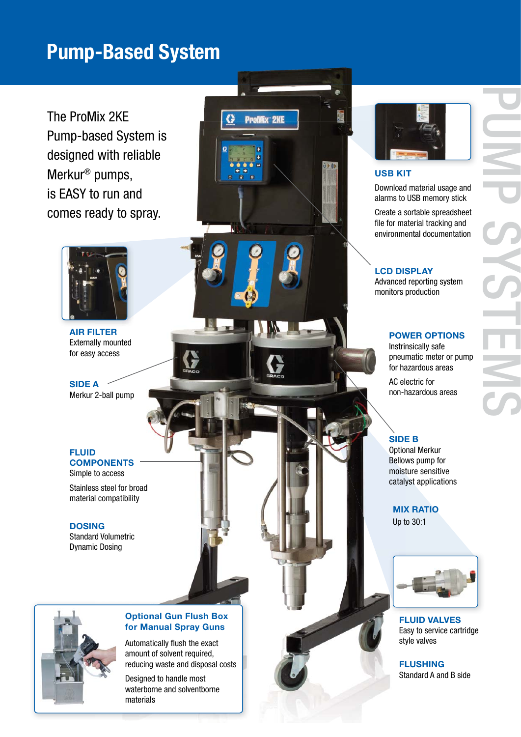# Pump-Based System

The ProMix 2KE Pump-based System is designed with reliable Merkur® pumps, is EASY to run and comes ready to spray.

### AIR FILTER
Externally mounted for easy access

### SIDE A
Merkur 2-ball pump

### FLUID COMPONENTS
Simple to access

Stainless steel for broad material compatibility

### DOSING
Standard Volumetric Dynamic Dosing

### Optional Gun Flush Box for Manual Spray Guns
Automatically flush the exact amount of solvent required, reducing waste and disposal costs

Designed to handle most waterborne and solventborne materials

### USB KIT
Download material usage and alarms to USB memory stick

Create a sortable spreadsheet file for material tracking and environmental documentation

### LCD DISPLAY
Advanced reporting system monitors production

### POWER OPTIONS
Instrisnically safe pneumatic meter or pump for hazardous areas

AC electric for non-hazardous areas

### SIDE B
Optional Merkur Bellows pump for moisture sensitive catalyst applications

### MIX RATIO
Up to 30:1

### FLUID VALVES
Easy to service cartridge style valves

### FLUSHING
Standard A and B side

PUMP SYSTEMS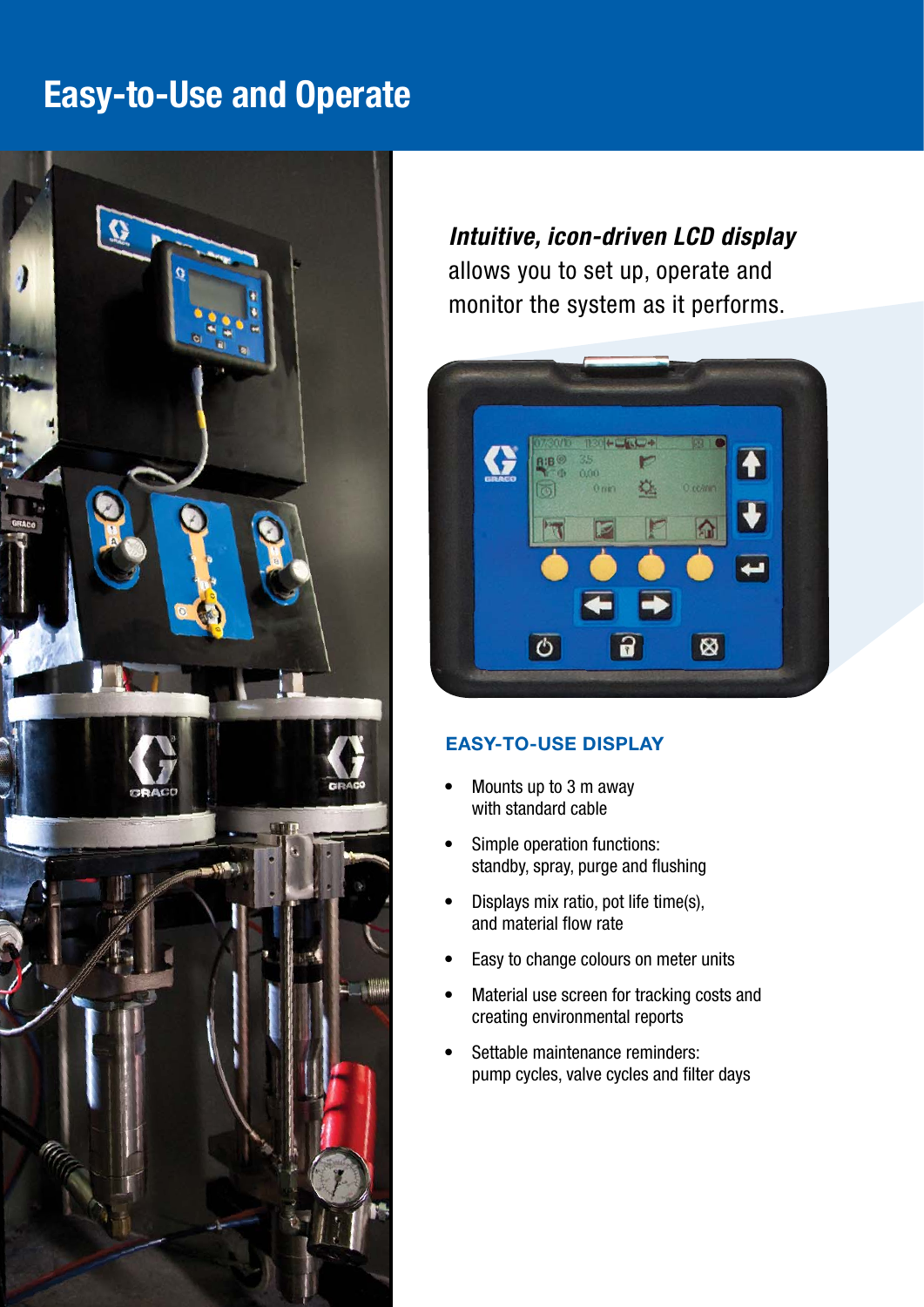# Easy-to-Use and Operate

***Intuitive, icon-driven LCD display*** allows you to set up, operate and monitor the system as it performs.

## EASY-TO-USE DISPLAY

- Mounts up to 3 m away with standard cable
- Simple operation functions: standby, spray, purge and flushing
- Displays mix ratio, pot life time(s), and material flow rate
- Easy to change colours on meter units
- Material use screen for tracking costs and creating environmental reports
- Settable maintenance reminders: pump cycles, valve cycles and filter days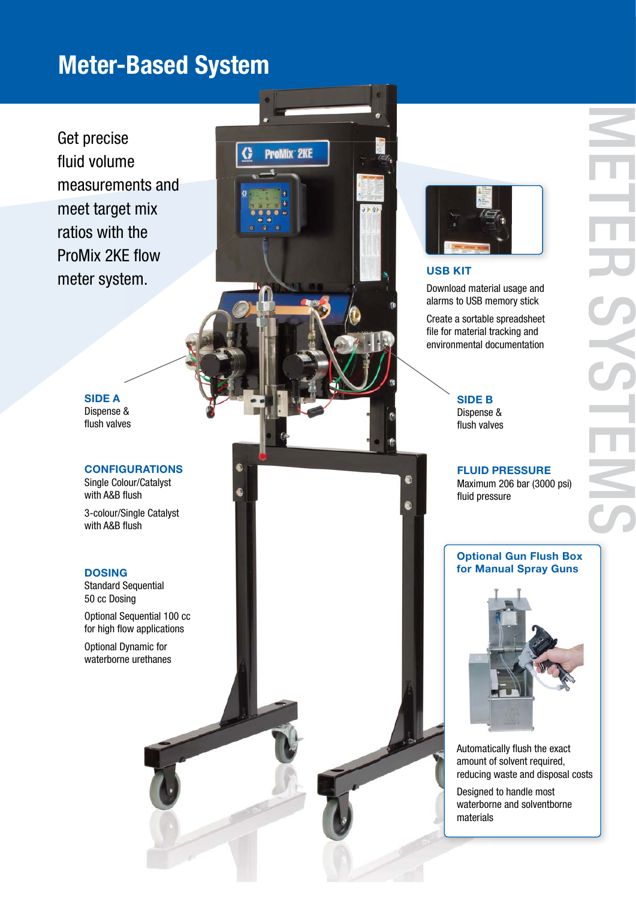# Meter-Based System

Get precise fluid volume measurements and meet target mix ratios with the ProMix 2KE flow meter system.

### SIDE A
Dispense & flush valves

### CONFIGURATIONS
Single Colour/Catalyst with A&B flush

3-colour/Single Catalyst with A&B flush

### DOSING
Standard Sequential 50 cc Dosing

Optional Sequential 100 cc for high flow applications

Optional Dynamic for waterborne urethanes

### USB KIT
Download material usage and alarms to USB memory stick

Create a sortable spreadsheet file for material tracking and environmental documentation

### SIDE B
Dispense & flush valves

### FLUID PRESSURE
Maximum 206 bar (3000 psi) fluid pressure

### Optional Gun Flush Box for Manual Spray Guns

Automatically flush the exact amount of solvent required, reducing waste and disposal costs

Designed to handle most waterborne and solventborne materials

METER SYSTEMS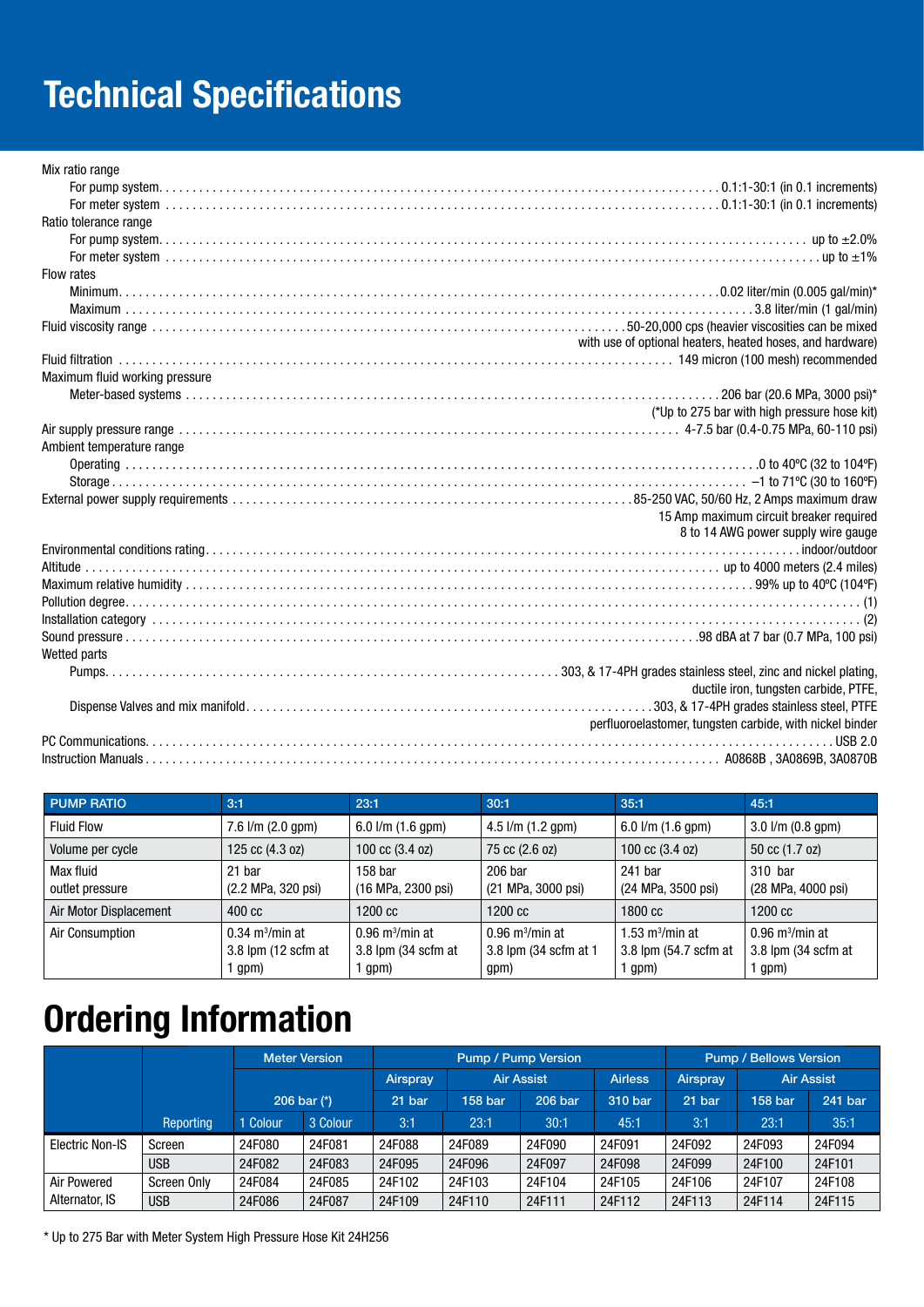# Technical Specifications

Mix ratio range
- For pump system . . . 0.1:1-30:1 (in 0.1 increments)
- For meter system . . . 0.1:1-30:1 (in 0.1 increments)

Ratio tolerance range
- For pump system . . . up to ±2.0%
- For meter system . . . up to ±1%

Flow rates
- Minimum . . . 0.02 liter/min (0.005 gal/min)*
- Maximum . . . 3.8 liter/min (1 gal/min)

Fluid viscosity range . . . 50-20,000 cps (heavier viscosities can be mixed with use of optional heaters, heated hoses, and hardware)

Fluid filtration . . . 149 micron (100 mesh) recommended

Maximum fluid working pressure
- Meter-based systems . . . 206 bar (20.6 MPa, 3000 psi)*
  (*Up to 275 bar with high pressure hose kit)

Air supply pressure range . . . 4-7.5 bar (0.4-0.75 MPa, 60-110 psi)

Ambient temperature range
- Operating . . . 0 to 40ºC (32 to 104ºF)
- Storage . . . –1 to 71ºC (30 to 160ºF)

External power supply requirements . . . 85-250 VAC, 50/60 Hz, 2 Amps maximum draw
15 Amp maximum circuit breaker required
8 to 14 AWG power supply wire gauge

Environmental conditions rating . . . indoor/outdoor

Altitude . . . up to 4000 meters (2.4 miles)

Maximum relative humidity . . . 99% up to 40ºC (104ºF)

Pollution degree . . . (1)

Installation category . . . (2)

Sound pressure . . . 98 dBA at 7 bar (0.7 MPa, 100 psi)

Wetted parts
- Pumps . . . 303, & 17-4PH grades stainless steel, zinc and nickel plating, ductile iron, tungsten carbide, PTFE,
- Dispense Valves and mix manifold . . . 303, & 17-4PH grades stainless steel, PTFE perfluoroelastomer, tungsten carbide, with nickel binder

PC Communications . . . USB 2.0

Instruction Manuals . . . A0868B , 3A0869B, 3A0870B

| PUMP RATIO | 3:1 | 23:1 | 30:1 | 35:1 | 45:1 |
|---|---|---|---|---|---|
| Fluid Flow | 7.6 l/m (2.0 gpm) | 6.0 l/m (1.6 gpm) | 4.5 l/m (1.2 gpm) | 6.0 l/m (1.6 gpm) | 3.0 l/m (0.8 gpm) |
| Volume per cycle | 125 cc (4.3 oz) | 100 cc (3.4 oz) | 75 cc (2.6 oz) | 100 cc (3.4 oz) | 50 cc (1.7 oz) |
| Max fluid outlet pressure | 21 bar (2.2 MPa, 320 psi) | 158 bar (16 MPa, 2300 psi) | 206 bar (21 MPa, 3000 psi) | 241 bar (24 MPa, 3500 psi) | 310 bar (28 MPa, 4000 psi) |
| Air Motor Displacement | 400 cc | 1200 cc | 1200 cc | 1800 cc | 1200 cc |
| Air Consumption | 0.34 $m^3$/min at 3.8 lpm (12 scfm at 1 gpm) | 0.96 $m^3$/min at 3.8 lpm (34 scfm at 1 gpm) | 0.96 $m^3$/min at 3.8 lpm (34 scfm at 1 gpm) | 1.53 $m^3$/min at 3.8 lpm (54.7 scfm at 1 gpm) | 0.96 $m^3$/min at 3.8 lpm (34 scfm at 1 gpm) |

# Ordering Information

| | | Meter Version | | Pump / Pump Version | | | | Pump / Bellows Version | | |
|---|---|---|---|---|---|---|---|---|---|---|
| | | | | Airspray | Air Assist | | Airless | Airspray | Air Assist | |
| | | 206 bar (*) | | 21 bar | 158 bar | 206 bar | 310 bar | 21 bar | 158 bar | 241 bar |
| | Reporting | 1 Colour | 3 Colour | 3:1 | 23:1 | 30:1 | 45:1 | 3:1 | 23:1 | 35:1 |
| Electric Non-IS | Screen | 24F080 | 24F081 | 24F088 | 24F089 | 24F090 | 24F091 | 24F092 | 24F093 | 24F094 |
| | USB | 24F082 | 24F083 | 24F095 | 24F096 | 24F097 | 24F098 | 24F099 | 24F100 | 24F101 |
| Air Powered Alternator, IS | Screen Only | 24F084 | 24F085 | 24F102 | 24F103 | 24F104 | 24F105 | 24F106 | 24F107 | 24F108 |
| | USB | 24F086 | 24F087 | 24F109 | 24F110 | 24F111 | 24F112 | 24F113 | 24F114 | 24F115 |

\* Up to 275 Bar with Meter System High Pressure Hose Kit 24H256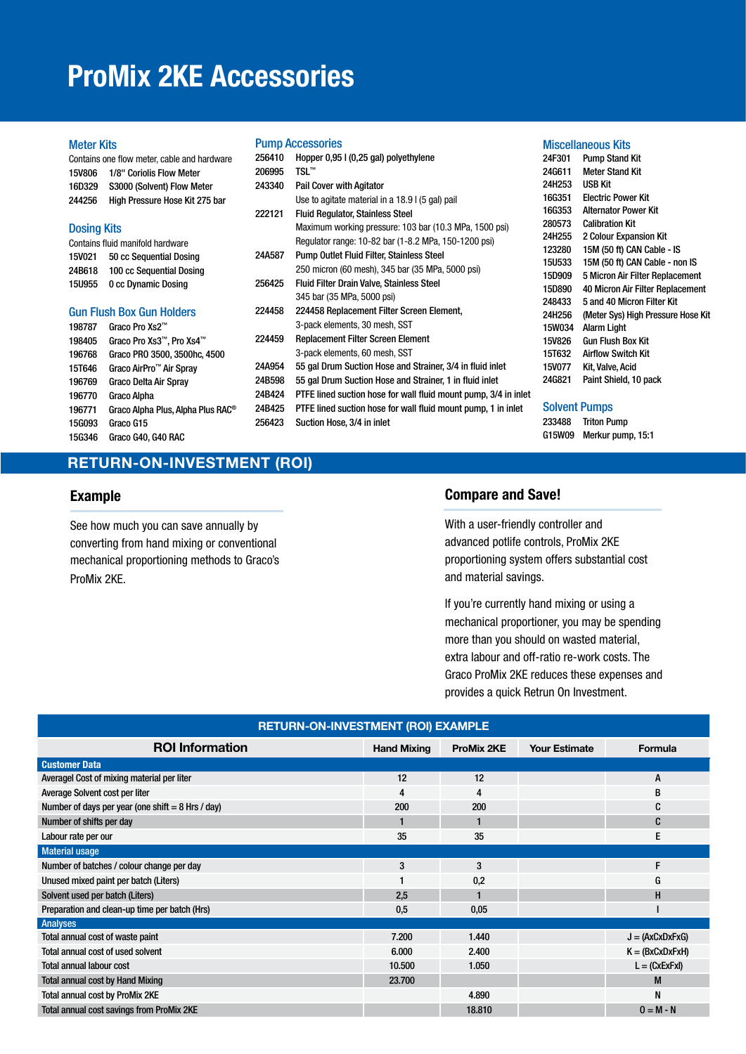# ProMix 2KE Accessories

### Meter Kits

Contains one flow meter, cable and hardware

| | |
|---|---|
| 15V806 | 1/8" Coriolis Flow Meter |
| 16D329 | S3000 (Solvent) Flow Meter |
| 244256 | High Pressure Hose Kit 275 bar |

### Dosing Kits

Contains fluid manifold hardware

| | |
|---|---|
| 15V021 | 50 cc Sequential Dosing |
| 24B618 | 100 cc Sequential Dosing |
| 15U955 | 0 cc Dynamic Dosing |

### Gun Flush Box Gun Holders

| | |
|---|---|
| 198787 | Graco Pro Xs2™ |
| 198405 | Graco Pro Xs3™, Pro Xs4™ |
| 196768 | Graco PRO 3500, 3500hc, 4500 |
| 15T646 | Graco AirPro™ Air Spray |
| 196769 | Graco Delta Air Spray |
| 196770 | Graco Alpha |
| 196771 | Graco Alpha Plus, Alpha Plus RAC® |
| 15G093 | Graco G15 |
| 15G346 | Graco G40, G40 RAC |

### Pump Accessories

| | |
|---|---|
| 256410 | Hopper 0,95 l (0,25 gal) polyethylene |
| 206995 | TSL™ |
| 243340 | Pail Cover with Agitator<br>Use to agitate material in a 18.9 l (5 gal) pail |
| 222121 | Fluid Regulator, Stainless Steel<br>Maximum working pressure: 103 bar (10.3 MPa, 1500 psi)<br>Regulator range: 10-82 bar (1-8.2 MPa, 150-1200 psi) |
| 24A587 | Pump Outlet Fluid Filter, Stainless Steel<br>250 micron (60 mesh), 345 bar (35 MPa, 5000 psi) |
| 256425 | Fluid Filter Drain Valve, Stainless Steel<br>345 bar (35 MPa, 5000 psi) |
| 224458 | 224458 Replacement Filter Screen Element,<br>3-pack elements, 30 mesh, SST |
| 224459 | Replacement Filter Screen Element<br>3-pack elements, 60 mesh, SST |
| 24A954 | 55 gal Drum Suction Hose and Strainer, 3/4 in fluid inlet |
| 24B598 | 55 gal Drum Suction Hose and Strainer, 1 in fluid inlet |
| 24B424 | PTFE lined suction hose for wall fluid mount pump, 3/4 in inlet |
| 24B425 | PTFE lined suction hose for wall fluid mount pump, 1 in inlet |
| 256423 | Suction Hose, 3/4 in inlet |

### Miscellaneous Kits

| | |
|---|---|
| 24F301 | Pump Stand Kit |
| 24G611 | Meter Stand Kit |
| 24H253 | USB Kit |
| 16G351 | Electric Power Kit |
| 16G353 | Alternator Power Kit |
| 280573 | Calibration Kit |
| 24H255 | 2 Colour Expansion Kit |
| 123280 | 15M (50 ft) CAN Cable - IS |
| 15U533 | 15M (50 ft) CAN Cable - non IS |
| 15D909 | 5 Micron Air Filter Replacement |
| 15D890 | 40 Micron Air Filter Replacement |
| 248433 | 5 and 40 Micron Filter Kit |
| 24H256 | (Meter Sys) High Pressure Hose Kit |
| 15W034 | Alarm Light |
| 15V826 | Gun Flush Box Kit |
| 15T632 | Airflow Switch Kit |
| 15V077 | Kit, Valve, Acid |
| 24G821 | Paint Shield, 10 pack |

### Solvent Pumps

| | |
|---|---|
| 233488 | Triton Pump |
| G15W09 | Merkur pump, 15:1 |

## RETURN-ON-INVESTMENT (ROI)

### Example

See how much you can save annually by converting from hand mixing or conventional mechanical proportioning methods to Graco's ProMix 2KE.

### Compare and Save!

With a user-friendly controller and advanced potlife controls, ProMix 2KE proportioning system offers substantial cost and material savings.

If you're currently hand mixing or using a mechanical proportioner, you may be spending more than you should on wasted material, extra labour and off-ratio re-work costs. The Graco ProMix 2KE reduces these expenses and provides a quick Retrun On Investment.

**RETURN-ON-INVESTMENT (ROI) EXAMPLE**

| ROI Information | Hand Mixing | ProMix 2KE | Your Estimate | Formula |
|---|---|---|---|---|
| **Customer Data** | | | | |
| Averagel Cost of mixing material per liter | 12 | 12 | | A |
| Average Solvent cost per liter | 4 | 4 | | B |
| Number of days per year (one shift = 8 Hrs / day) | 200 | 200 | | C |
| Number of shifts per day | 1 | 1 | | C |
| Labour rate per our | 35 | 35 | | E |
| **Material usage** | | | | |
| Number of batches / colour change per day | 3 | 3 | | F |
| Unused mixed paint per batch (Liters) | 1 | 0,2 | | G |
| Solvent used per batch (Liters) | 2,5 | 1 | | H |
| Preparation and clean-up time per batch (Hrs) | 0,5 | 0,05 | | I |
| **Analyses** | | | | |
| Total annual cost of waste paint | 7.200 | 1.440 | | J = (AxCxDxFxG) |
| Total annual cost of used solvent | 6.000 | 2.400 | | K = (BxCxDxFxH) |
| Total annual labour cost | 10.500 | 1.050 | | L = (CxExFxI) |
| Total annual cost by Hand Mixing | 23.700 | | | M |
| Total annual cost by ProMix 2KE | | 4.890 | | N |
| Total annual cost savings from ProMix 2KE | | 18.810 | | 0 = M - N |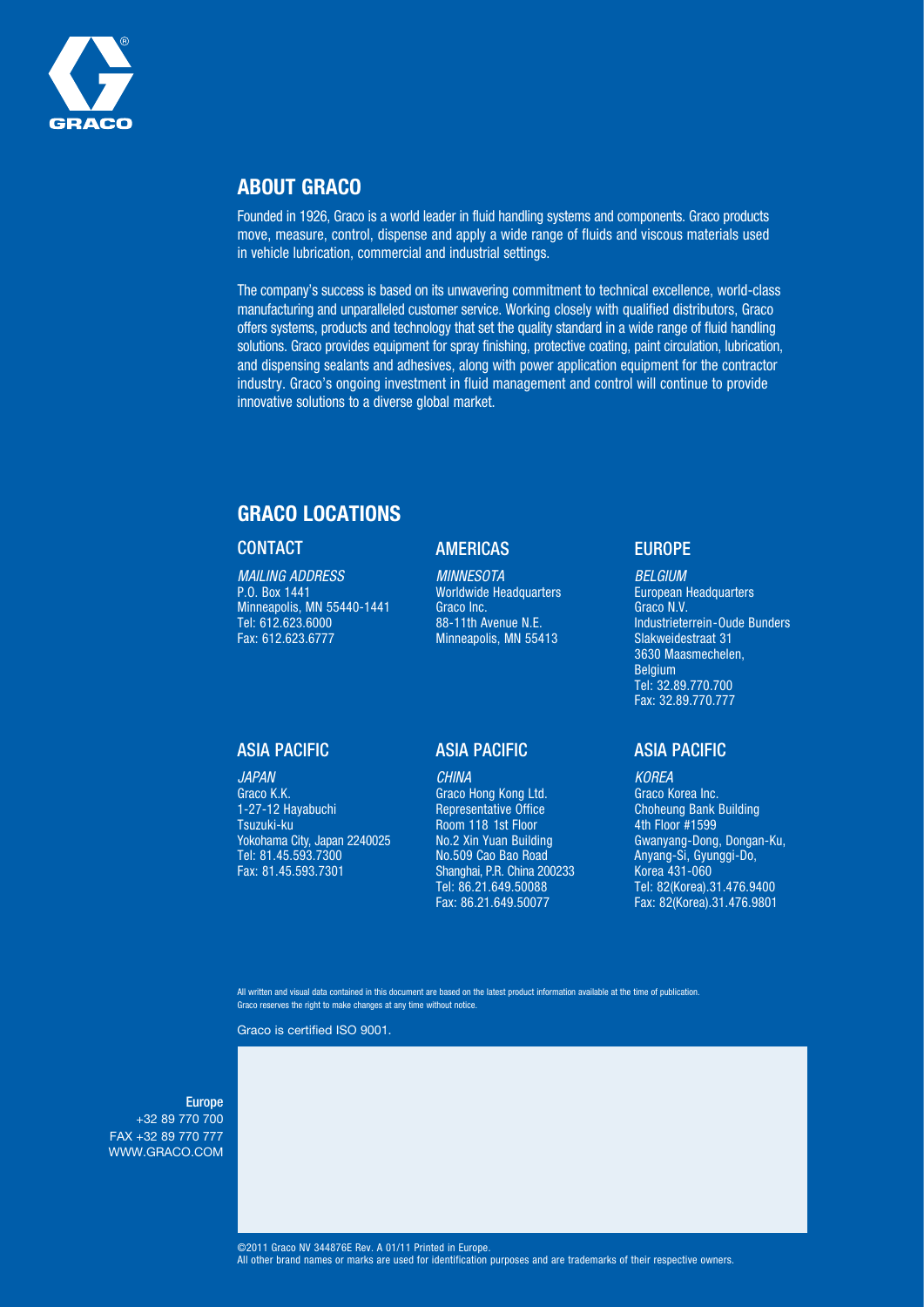GRACO

## ABOUT GRACO

Founded in 1926, Graco is a world leader in fluid handling systems and components. Graco products move, measure, control, dispense and apply a wide range of fluids and viscous materials used in vehicle lubrication, commercial and industrial settings.

The company's success is based on its unwavering commitment to technical excellence, world-class manufacturing and unparalleled customer service. Working closely with qualified distributors, Graco offers systems, products and technology that set the quality standard in a wide range of fluid handling solutions. Graco provides equipment for spray finishing, protective coating, paint circulation, lubrication, and dispensing sealants and adhesives, along with power application equipment for the contractor industry. Graco's ongoing investment in fluid management and control will continue to provide innovative solutions to a diverse global market.

## GRACO LOCATIONS

### CONTACT

*MAILING ADDRESS*
P.O. Box 1441
Minneapolis, MN 55440-1441
Tel: 612.623.6000
Fax: 612.623.6777

### AMERICAS

*MINNESOTA*
Worldwide Headquarters
Graco Inc.
88-11th Avenue N.E.
Minneapolis, MN 55413

### EUROPE

*BELGIUM*
European Headquarters
Graco N.V.
Industrieterrein-Oude Bunders
Slakweidestraat 31
3630 Maasmechelen,
Belgium
Tel: 32.89.770.700
Fax: 32.89.770.777

### ASIA PACIFIC

*JAPAN*
Graco K.K.
1-27-12 Hayabuchi
Tsuzuki-ku
Yokohama City, Japan 2240025
Tel: 81.45.593.7300
Fax: 81.45.593.7301

### ASIA PACIFIC

*CHINA*
Graco Hong Kong Ltd.
Representative Office
Room 118 1st Floor
No.2 Xin Yuan Building
No.509 Cao Bao Road
Shanghai, P.R. China 200233
Tel: 86.21.649.50088
Fax: 86.21.649.50077

### ASIA PACIFIC

*KOREA*
Graco Korea Inc.
Choheung Bank Building
4th Floor #1599
Gwanyang-Dong, Dongan-Ku,
Anyang-Si, Gyunggi-Do,
Korea 431-060
Tel: 82(Korea).31.476.9400
Fax: 82(Korea).31.476.9801

All written and visual data contained in this document are based on the latest product information available at the time of publication. Graco reserves the right to make changes at any time without notice.

Graco is certified ISO 9001.

**Europe**
+32 89 770 700
FAX +32 89 770 777
WWW.GRACO.COM

©2011 Graco NV 344876E Rev. A 01/11 Printed in Europe.
All other brand names or marks are used for identification purposes and are trademarks of their respective owners.